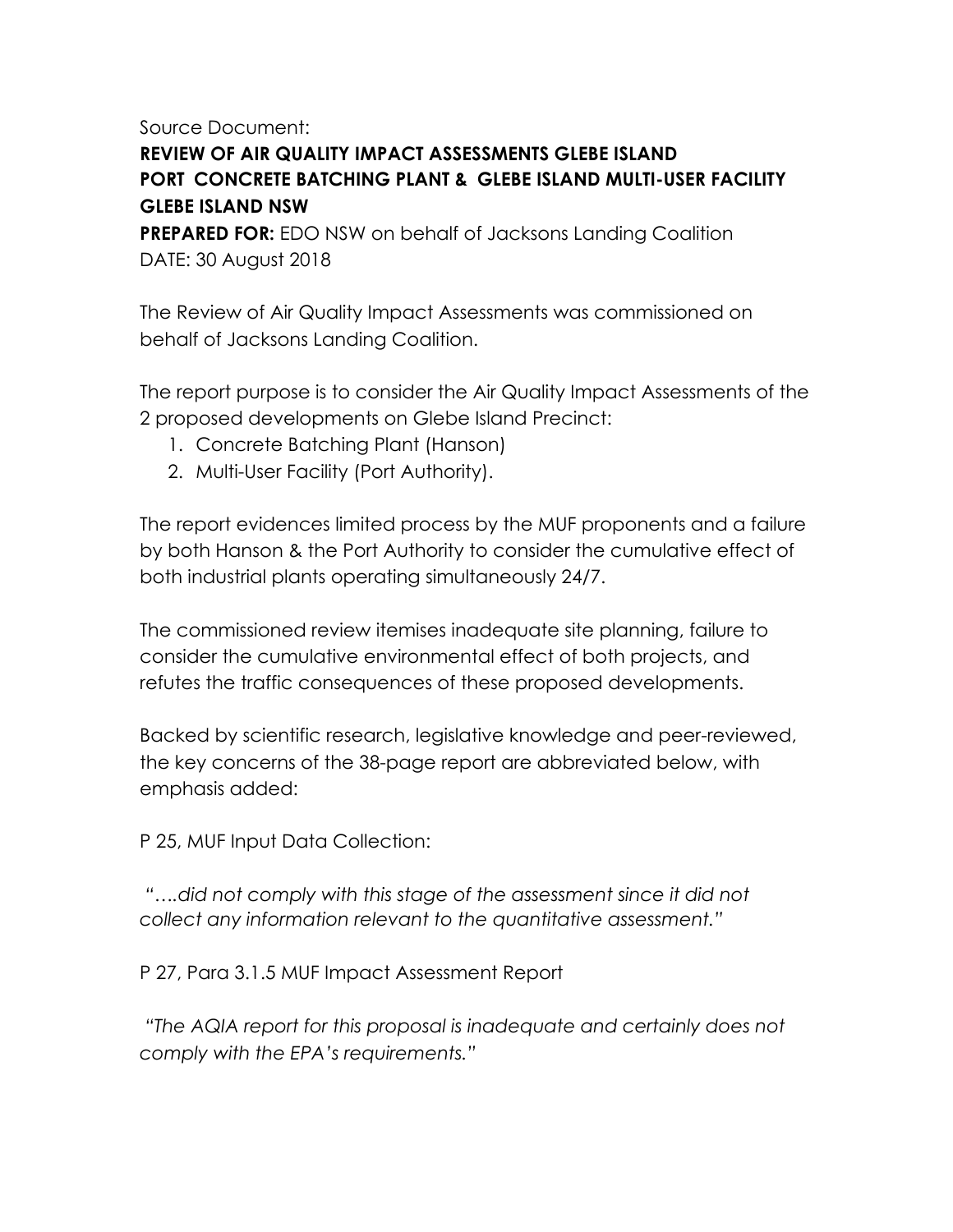Source Document:

**REVIEW OF AIR QUALITY IMPACT ASSESSMENTS GLEBE ISLAND PORT CONCRETE BATCHING PLANT & GLEBE ISLAND MULTI-USER FACILITY GLEBE ISLAND NSW**

**PREPARED FOR:** EDO NSW on behalf of Jacksons Landing Coalition
DATE: 30 August 2018

The Review of Air Quality Impact Assessments was commissioned on behalf of Jacksons Landing Coalition.

The report purpose is to consider the Air Quality Impact Assessments of the 2 proposed developments on Glebe Island Precinct:

1. Concrete Batching Plant (Hanson)
2. Multi-User Facility (Port Authority).

The report evidences limited process by the MUF proponents and a failure by both Hanson & the Port Authority to consider the cumulative effect of both industrial plants operating simultaneously 24/7.

The commissioned review itemises inadequate site planning, failure to consider the cumulative environmental effect of both projects, and refutes the traffic consequences of these proposed developments.

Backed by scientific research, legislative knowledge and peer-reviewed, the key concerns of the 38-page report are abbreviated below, with emphasis added:

P 25, MUF Input Data Collection:

*"….did not comply with this stage of the assessment since it did not collect any information relevant to the quantitative assessment."*

P 27, Para 3.1.5 MUF Impact Assessment Report

*"The AQIA report for this proposal is inadequate and certainly does not comply with the EPA's requirements."*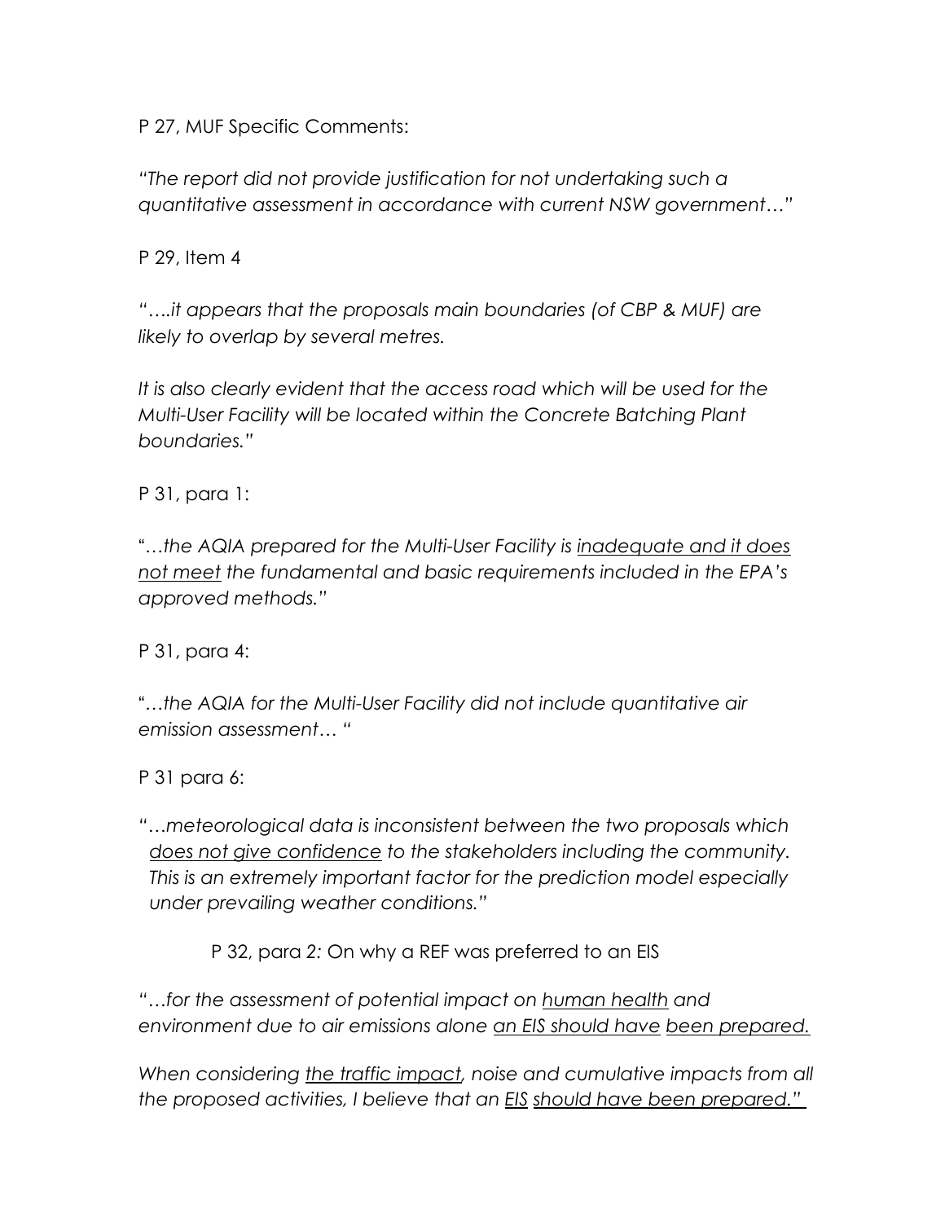P 27, MUF Specific Comments:

*"The report did not provide justification for not undertaking such a quantitative assessment in accordance with current NSW government…"*

P 29, Item 4

*"….it appears that the proposals main boundaries (of CBP & MUF) are likely to overlap by several metres.*

*It is also clearly evident that the access road which will be used for the Multi-User Facility will be located within the Concrete Batching Plant boundaries."*

P 31, para 1:

"*…the AQIA prepared for the Multi-User Facility is <u>inadequate and it does not meet</u> the fundamental and basic requirements included in the EPA's approved methods."*

P 31, para 4:

"*…the AQIA for the Multi-User Facility did not include quantitative air emission assessment… "*

P 31 para 6:

*"…meteorological data is inconsistent between the two proposals which <u>does not give confidence</u> to the stakeholders including the community. This is an extremely important factor for the prediction model especially under prevailing weather conditions."*

P 32, para 2*:* On why a REF was preferred to an EIS

*"…for the assessment of potential impact on <u>human health</u> and environment due to air emissions alone <u>an EIS should have</u> <u>been prepared.</u>*

*When considering <u>the traffic impact</u>, noise and cumulative impacts from all the proposed activities, I believe that an <u>EIS</u> <u>should have been prepared."</u>*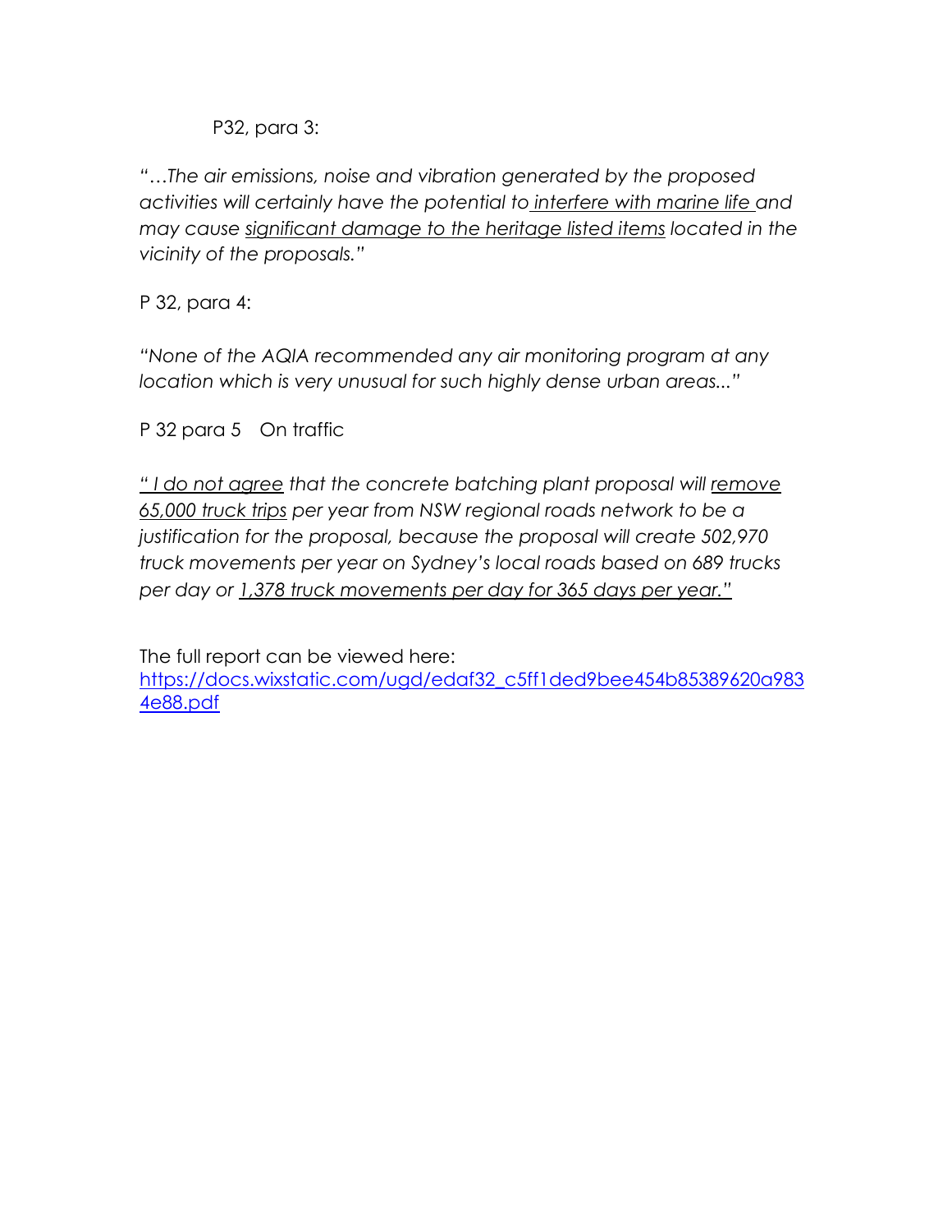P32, para 3:

*"…The air emissions, noise and vibration generated by the proposed activities will certainly have the potential to <u>interfere with marine life</u> and may cause <u>significant damage to the heritage listed items</u> located in the vicinity of the proposals."*

P 32, para 4:

*"None of the AQIA recommended any air monitoring program at any location which is very unusual for such highly dense urban areas..."*

P 32 para 5 On traffic

*"<u>I do not agree</u> that the concrete batching plant proposal will <u>remove 65,000 truck trips</u> per year from NSW regional roads network to be a justification for the proposal, because the proposal will create 502,970 truck movements per year on Sydney's local roads based on 689 trucks per day or <u>1,378 truck movements per day for 365 days per year.</u>"*

The full report can be viewed here: [https://docs.wixstatic.com/ugd/edaf32_c5ff1ded9bee454b85389620a9834e88.pdf](https://docs.wixstatic.com/ugd/edaf32_c5ff1ded9bee454b85389620a9834e88.pdf)